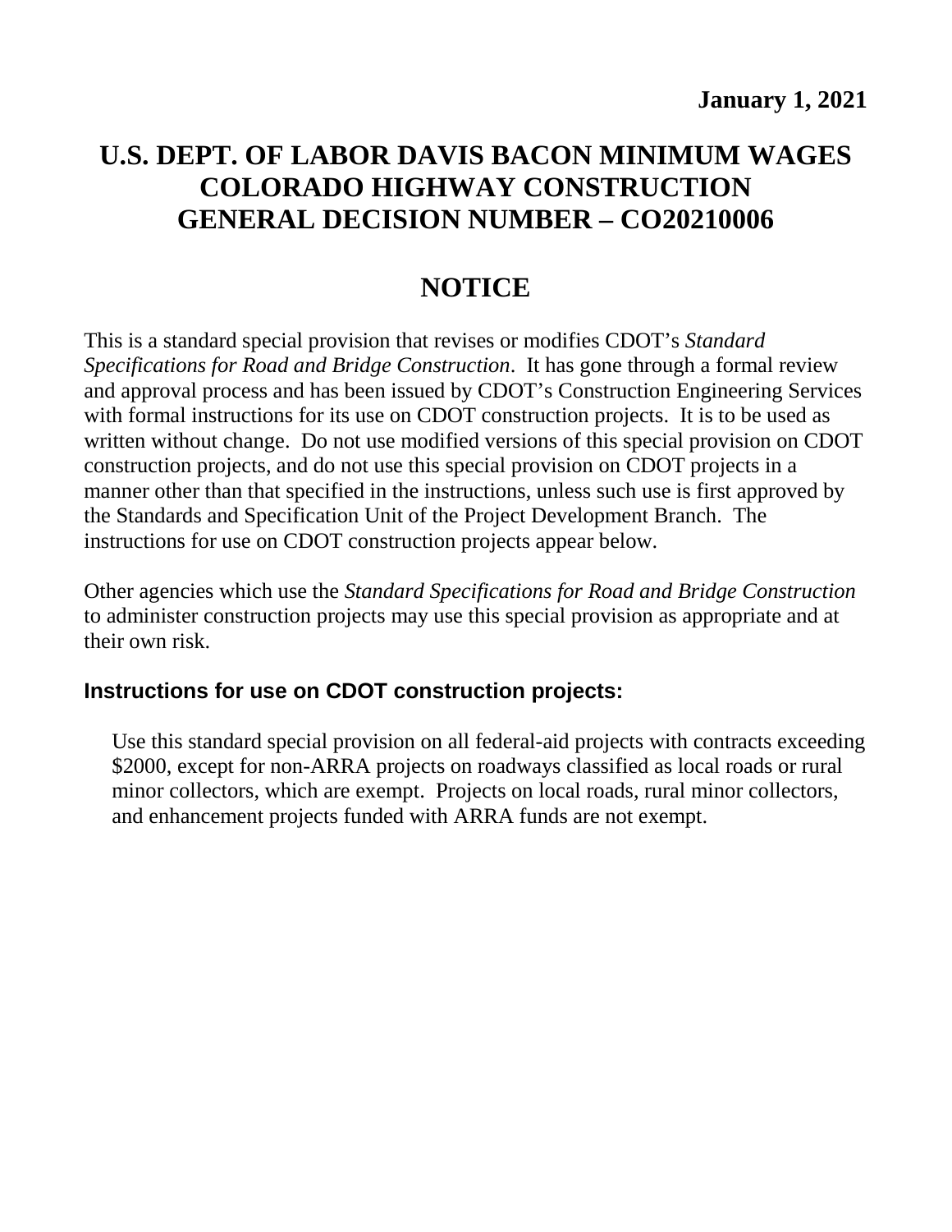**January 1, 2021**

# U.S. DEPT. OF LABOR DAVIS BACON MINIMUM WAGES COLORADO HIGHWAY CONSTRUCTION GENERAL DECISION NUMBER – CO20210006

## NOTICE

This is a standard special provision that revises or modifies CDOT's *Standard Specifications for Road and Bridge Construction*. It has gone through a formal review and approval process and has been issued by CDOT's Construction Engineering Services with formal instructions for its use on CDOT construction projects. It is to be used as written without change. Do not use modified versions of this special provision on CDOT construction projects, and do not use this special provision on CDOT projects in a manner other than that specified in the instructions, unless such use is first approved by the Standards and Specification Unit of the Project Development Branch. The instructions for use on CDOT construction projects appear below.

Other agencies which use the *Standard Specifications for Road and Bridge Construction* to administer construction projects may use this special provision as appropriate and at their own risk.

### Instructions for use on CDOT construction projects:

Use this standard special provision on all federal-aid projects with contracts exceeding $2000, except for non-ARRA projects on roadways classified as local roads or rural minor collectors, which are exempt. Projects on local roads, rural minor collectors, and enhancement projects funded with ARRA funds are not exempt.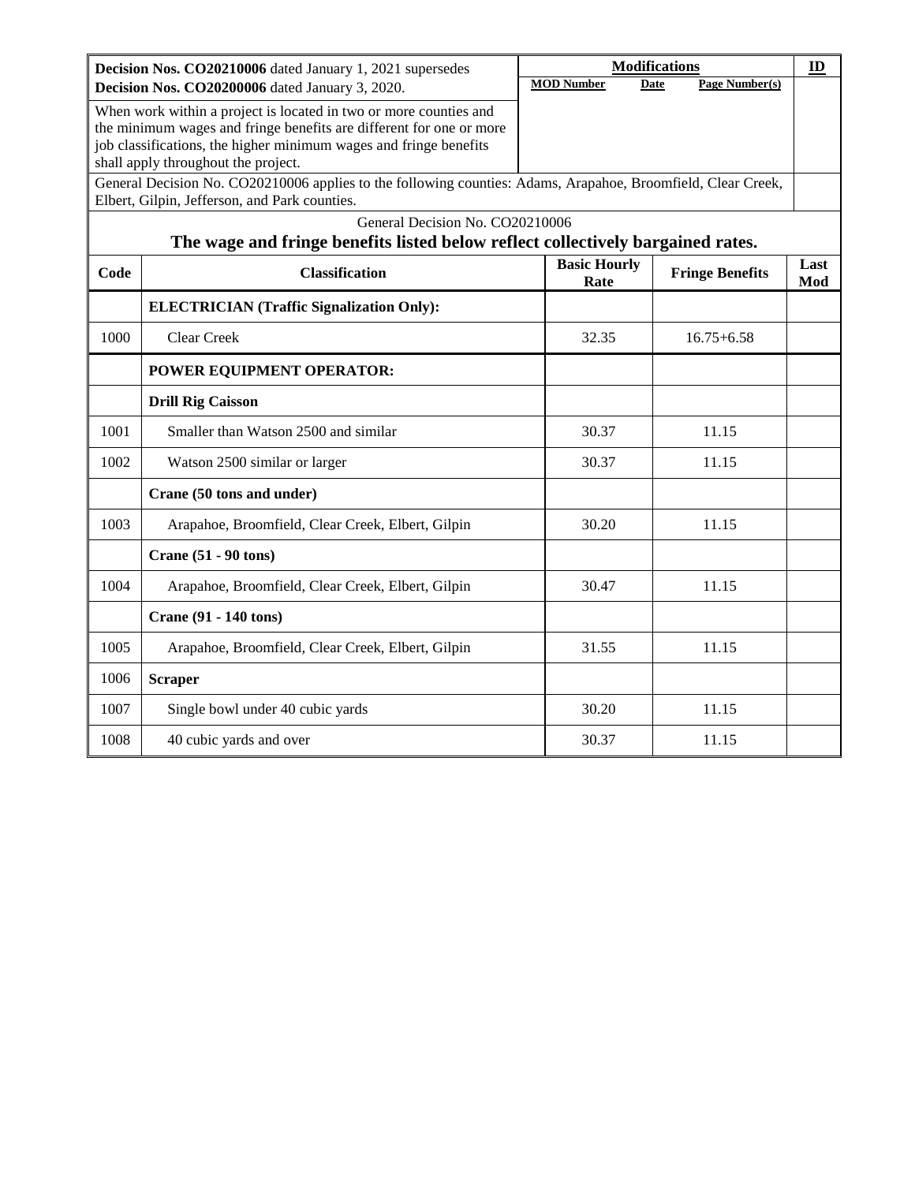| Decision Nos. CO20210006 dated January 1, 2021 supersedes Decision Nos. CO20200006 dated January 3, 2020. | Modifications | | | ID |
|---|---|---|---|---|
| | MOD Number | Date | Page Number(s) | |
| When work within a project is located in two or more counties and the minimum wages and fringe benefits are different for one or more job classifications, the higher minimum wages and fringe benefits shall apply throughout the project. | | | | |
| General Decision No. CO20210006 applies to the following counties: Adams, Arapahoe, Broomfield, Clear Creek, Elbert, Gilpin, Jefferson, and Park counties. | | | | |

General Decision No. CO20210006

**The wage and fringe benefits listed below reflect collectively bargained rates.**

| Code | Classification | Basic Hourly Rate | Fringe Benefits | Last Mod |
|---|---|---|---|---|
| | **ELECTRICIAN (Traffic Signalization Only):** | | | |
| 1000 | Clear Creek | 32.35 | 16.75+6.58 | |
| | **POWER EQUIPMENT OPERATOR:** | | | |
| | **Drill Rig Caisson** | | | |
| 1001 | Smaller than Watson 2500 and similar | 30.37 | 11.15 | |
| 1002 | Watson 2500 similar or larger | 30.37 | 11.15 | |
| | **Crane (50 tons and under)** | | | |
| 1003 | Arapahoe, Broomfield, Clear Creek, Elbert, Gilpin | 30.20 | 11.15 | |
| | **Crane (51 - 90 tons)** | | | |
| 1004 | Arapahoe, Broomfield, Clear Creek, Elbert, Gilpin | 30.47 | 11.15 | |
| | **Crane (91 - 140 tons)** | | | |
| 1005 | Arapahoe, Broomfield, Clear Creek, Elbert, Gilpin | 31.55 | 11.15 | |
| 1006 | **Scraper** | | | |
| 1007 | Single bowl under 40 cubic yards | 30.20 | 11.15 | |
| 1008 | 40 cubic yards and over | 30.37 | 11.15 | |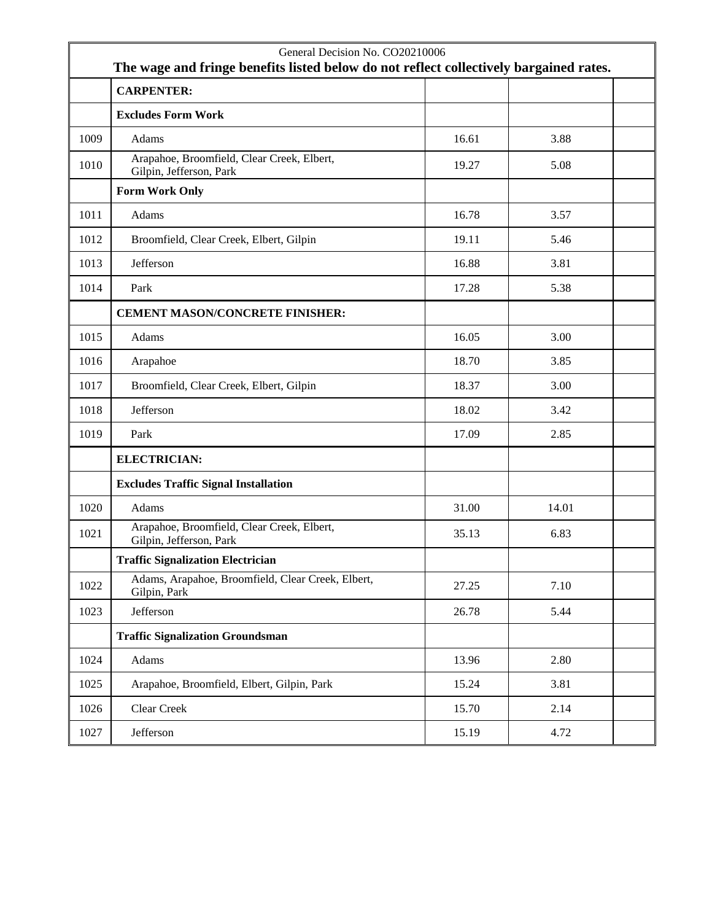General Decision No. CO20210006

**The wage and fringe benefits listed below do not reflect collectively bargained rates.**

| | | | | |
|---|---|---|---|---|
| | **CARPENTER:** | | | |
| | **Excludes Form Work** | | | |
| 1009 | Adams | 16.61 | 3.88 | |
| 1010 | Arapahoe, Broomfield, Clear Creek, Elbert, Gilpin, Jefferson, Park | 19.27 | 5.08 | |
| | **Form Work Only** | | | |
| 1011 | Adams | 16.78 | 3.57 | |
| 1012 | Broomfield, Clear Creek, Elbert, Gilpin | 19.11 | 5.46 | |
| 1013 | Jefferson | 16.88 | 3.81 | |
| 1014 | Park | 17.28 | 5.38 | |
| | **CEMENT MASON/CONCRETE FINISHER:** | | | |
| 1015 | Adams | 16.05 | 3.00 | |
| 1016 | Arapahoe | 18.70 | 3.85 | |
| 1017 | Broomfield, Clear Creek, Elbert, Gilpin | 18.37 | 3.00 | |
| 1018 | Jefferson | 18.02 | 3.42 | |
| 1019 | Park | 17.09 | 2.85 | |
| | **ELECTRICIAN:** | | | |
| | **Excludes Traffic Signal Installation** | | | |
| 1020 | Adams | 31.00 | 14.01 | |
| 1021 | Arapahoe, Broomfield, Clear Creek, Elbert, Gilpin, Jefferson, Park | 35.13 | 6.83 | |
| | **Traffic Signalization Electrician** | | | |
| 1022 | Adams, Arapahoe, Broomfield, Clear Creek, Elbert, Gilpin, Park | 27.25 | 7.10 | |
| 1023 | Jefferson | 26.78 | 5.44 | |
| | **Traffic Signalization Groundsman** | | | |
| 1024 | Adams | 13.96 | 2.80 | |
| 1025 | Arapahoe, Broomfield, Elbert, Gilpin, Park | 15.24 | 3.81 | |
| 1026 | Clear Creek | 15.70 | 2.14 | |
| 1027 | Jefferson | 15.19 | 4.72 | |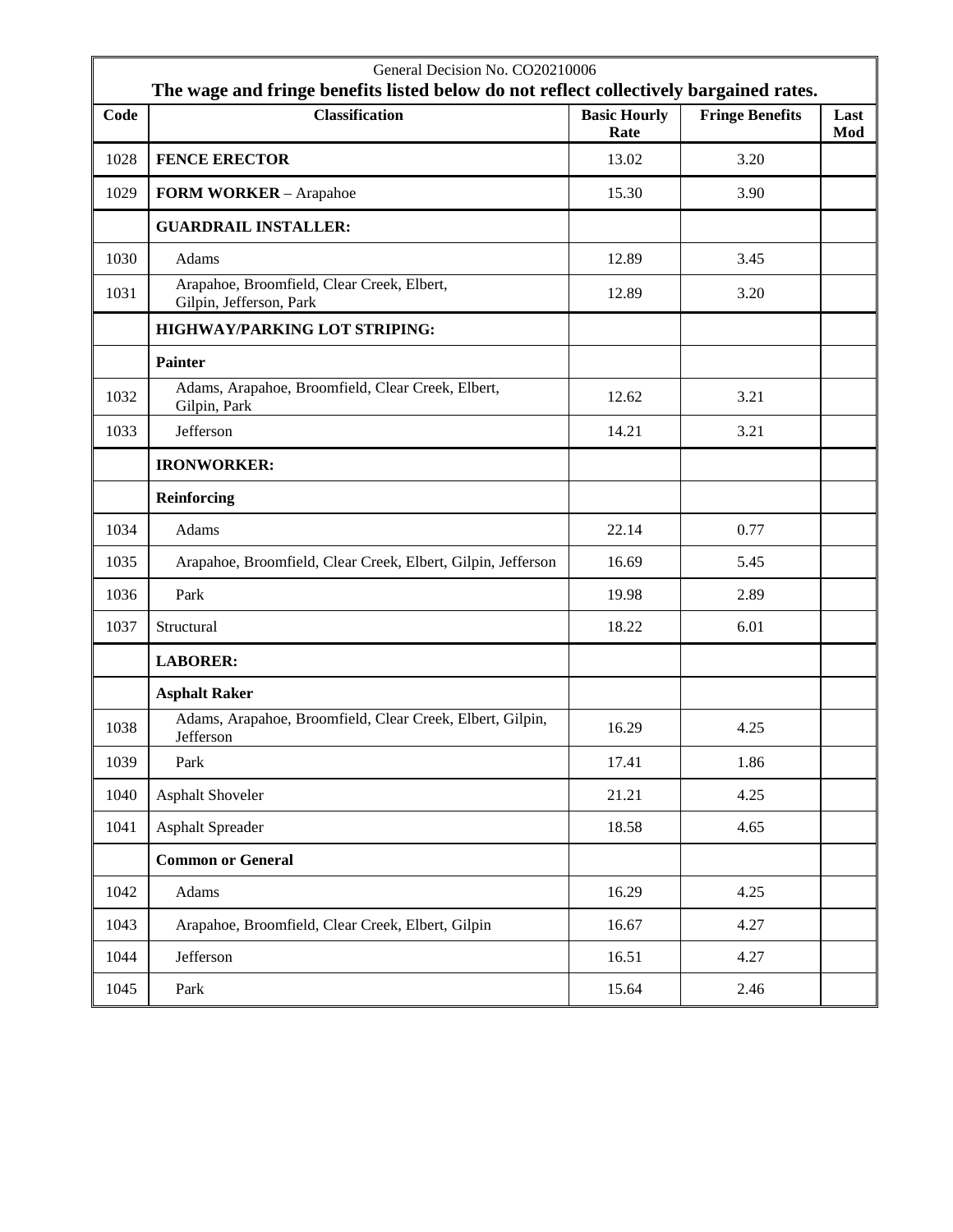| General Decision No. CO20210006<br>**The wage and fringe benefits listed below do not reflect collectively bargained rates.** | | | | |
|---|---|---|---|---|
| **Code** | **Classification** | **Basic Hourly Rate** | **Fringe Benefits** | **Last Mod** |
| 1028 | **FENCE ERECTOR** | 13.02 | 3.20 | |
| 1029 | **FORM WORKER** – Arapahoe | 15.30 | 3.90 | |
| | **GUARDRAIL INSTALLER:** | | | |
| 1030 | Adams | 12.89 | 3.45 | |
| 1031 | Arapahoe, Broomfield, Clear Creek, Elbert, Gilpin, Jefferson, Park | 12.89 | 3.20 | |
| | **HIGHWAY/PARKING LOT STRIPING:** | | | |
| | **Painter** | | | |
| 1032 | Adams, Arapahoe, Broomfield, Clear Creek, Elbert, Gilpin, Park | 12.62 | 3.21 | |
| 1033 | Jefferson | 14.21 | 3.21 | |
| | **IRONWORKER:** | | | |
| | **Reinforcing** | | | |
| 1034 | Adams | 22.14 | 0.77 | |
| 1035 | Arapahoe, Broomfield, Clear Creek, Elbert, Gilpin, Jefferson | 16.69 | 5.45 | |
| 1036 | Park | 19.98 | 2.89 | |
| 1037 | Structural | 18.22 | 6.01 | |
| | **LABORER:** | | | |
| | **Asphalt Raker** | | | |
| 1038 | Adams, Arapahoe, Broomfield, Clear Creek, Elbert, Gilpin, Jefferson | 16.29 | 4.25 | |
| 1039 | Park | 17.41 | 1.86 | |
| 1040 | Asphalt Shoveler | 21.21 | 4.25 | |
| 1041 | Asphalt Spreader | 18.58 | 4.65 | |
| | **Common or General** | | | |
| 1042 | Adams | 16.29 | 4.25 | |
| 1043 | Arapahoe, Broomfield, Clear Creek, Elbert, Gilpin | 16.67 | 4.27 | |
| 1044 | Jefferson | 16.51 | 4.27 | |
| 1045 | Park | 15.64 | 2.46 | |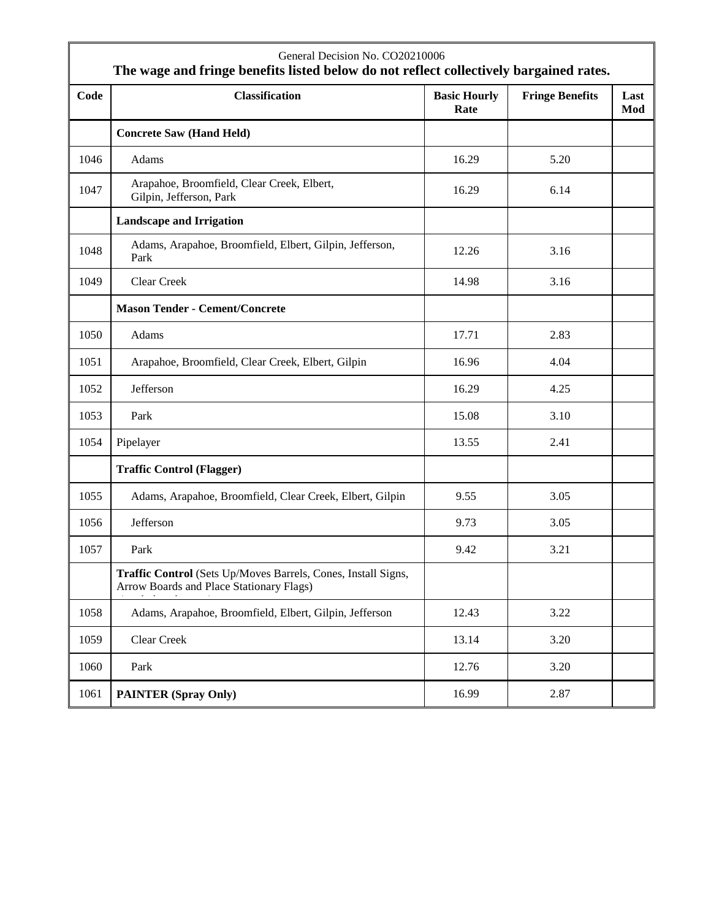General Decision No. CO20210006

**The wage and fringe benefits listed below do not reflect collectively bargained rates.**

| Code | Classification | Basic Hourly Rate | Fringe Benefits | Last Mod |
|---|---|---|---|---|
| | **Concrete Saw (Hand Held)** | | | |
| 1046 | Adams | 16.29 | 5.20 | |
| 1047 | Arapahoe, Broomfield, Clear Creek, Elbert, Gilpin, Jefferson, Park | 16.29 | 6.14 | |
| | **Landscape and Irrigation** | | | |
| 1048 | Adams, Arapahoe, Broomfield, Elbert, Gilpin, Jefferson, Park | 12.26 | 3.16 | |
| 1049 | Clear Creek | 14.98 | 3.16 | |
| | **Mason Tender - Cement/Concrete** | | | |
| 1050 | Adams | 17.71 | 2.83 | |
| 1051 | Arapahoe, Broomfield, Clear Creek, Elbert, Gilpin | 16.96 | 4.04 | |
| 1052 | Jefferson | 16.29 | 4.25 | |
| 1053 | Park | 15.08 | 3.10 | |
| 1054 | Pipelayer | 13.55 | 2.41 | |
| | **Traffic Control (Flagger)** | | | |
| 1055 | Adams, Arapahoe, Broomfield, Clear Creek, Elbert, Gilpin | 9.55 | 3.05 | |
| 1056 | Jefferson | 9.73 | 3.05 | |
| 1057 | Park | 9.42 | 3.21 | |
| | **Traffic Control** (Sets Up/Moves Barrels, Cones, Install Signs, Arrow Boards and Place Stationary Flags) | | | |
| 1058 | Adams, Arapahoe, Broomfield, Elbert, Gilpin, Jefferson | 12.43 | 3.22 | |
| 1059 | Clear Creek | 13.14 | 3.20 | |
| 1060 | Park | 12.76 | 3.20 | |
| 1061 | **PAINTER (Spray Only)** | 16.99 | 2.87 | |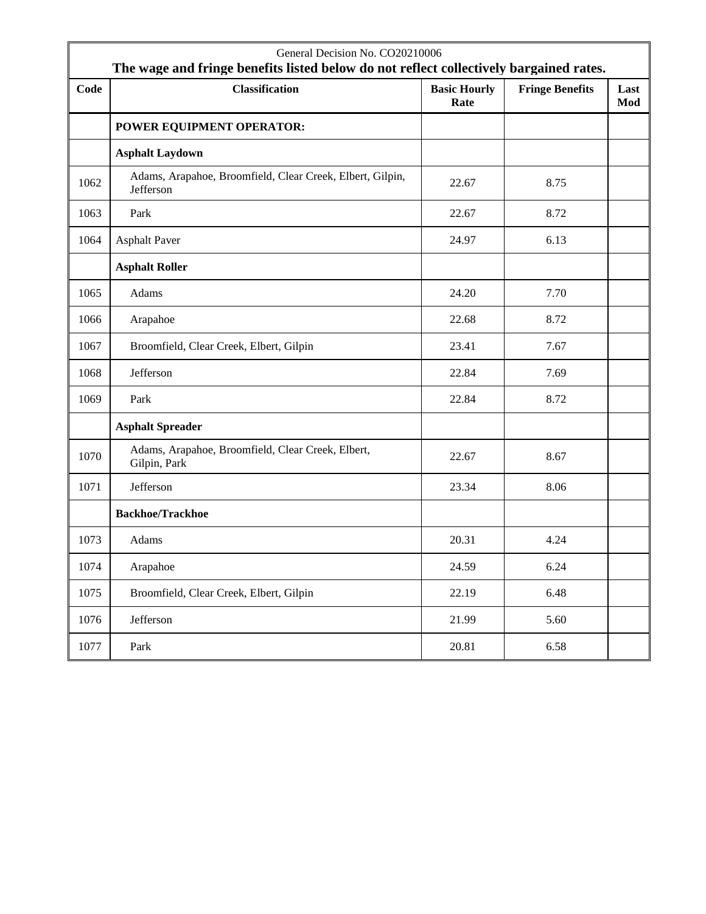General Decision No. CO20210006

**The wage and fringe benefits listed below do not reflect collectively bargained rates.**

| Code | Classification | Basic Hourly Rate | Fringe Benefits | Last Mod |
|---|---|---|---|---|
| | **POWER EQUIPMENT OPERATOR:** | | | |
| | **Asphalt Laydown** | | | |
| 1062 | Adams, Arapahoe, Broomfield, Clear Creek, Elbert, Gilpin, Jefferson | 22.67 | 8.75 | |
| 1063 | Park | 22.67 | 8.72 | |
| 1064 | Asphalt Paver | 24.97 | 6.13 | |
| | **Asphalt Roller** | | | |
| 1065 | Adams | 24.20 | 7.70 | |
| 1066 | Arapahoe | 22.68 | 8.72 | |
| 1067 | Broomfield, Clear Creek, Elbert, Gilpin | 23.41 | 7.67 | |
| 1068 | Jefferson | 22.84 | 7.69 | |
| 1069 | Park | 22.84 | 8.72 | |
| | **Asphalt Spreader** | | | |
| 1070 | Adams, Arapahoe, Broomfield, Clear Creek, Elbert, Gilpin, Park | 22.67 | 8.67 | |
| 1071 | Jefferson | 23.34 | 8.06 | |
| | **Backhoe/Trackhoe** | | | |
| 1073 | Adams | 20.31 | 4.24 | |
| 1074 | Arapahoe | 24.59 | 6.24 | |
| 1075 | Broomfield, Clear Creek, Elbert, Gilpin | 22.19 | 6.48 | |
| 1076 | Jefferson | 21.99 | 5.60 | |
| 1077 | Park | 20.81 | 6.58 | |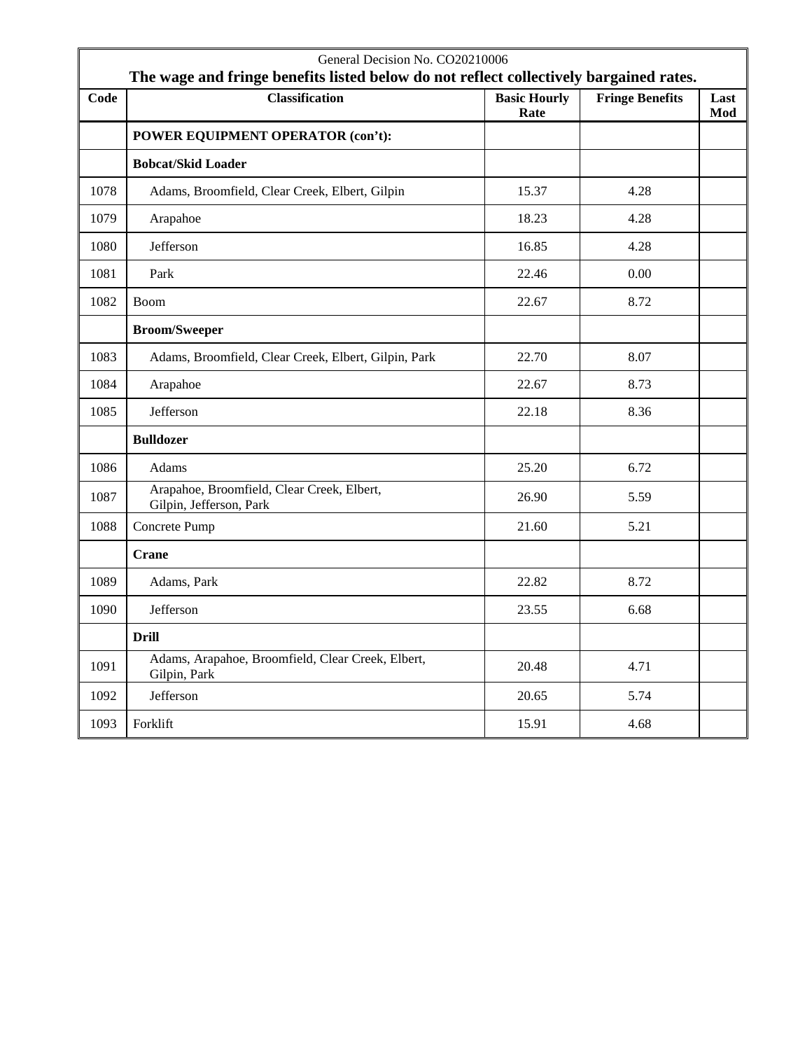General Decision No. CO20210006

**The wage and fringe benefits listed below do not reflect collectively bargained rates.**

| Code | Classification | Basic Hourly Rate | Fringe Benefits | Last Mod |
|---|---|---|---|---|
| | **POWER EQUIPMENT OPERATOR (con't):** | | | |
| | **Bobcat/Skid Loader** | | | |
| 1078 | Adams, Broomfield, Clear Creek, Elbert, Gilpin | 15.37 | 4.28 | |
| 1079 | Arapahoe | 18.23 | 4.28 | |
| 1080 | Jefferson | 16.85 | 4.28 | |
| 1081 | Park | 22.46 | 0.00 | |
| 1082 | Boom | 22.67 | 8.72 | |
| | **Broom/Sweeper** | | | |
| 1083 | Adams, Broomfield, Clear Creek, Elbert, Gilpin, Park | 22.70 | 8.07 | |
| 1084 | Arapahoe | 22.67 | 8.73 | |
| 1085 | Jefferson | 22.18 | 8.36 | |
| | **Bulldozer** | | | |
| 1086 | Adams | 25.20 | 6.72 | |
| 1087 | Arapahoe, Broomfield, Clear Creek, Elbert, Gilpin, Jefferson, Park | 26.90 | 5.59 | |
| 1088 | Concrete Pump | 21.60 | 5.21 | |
| | **Crane** | | | |
| 1089 | Adams, Park | 22.82 | 8.72 | |
| 1090 | Jefferson | 23.55 | 6.68 | |
| | **Drill** | | | |
| 1091 | Adams, Arapahoe, Broomfield, Clear Creek, Elbert, Gilpin, Park | 20.48 | 4.71 | |
| 1092 | Jefferson | 20.65 | 5.74 | |
| 1093 | Forklift | 15.91 | 4.68 | |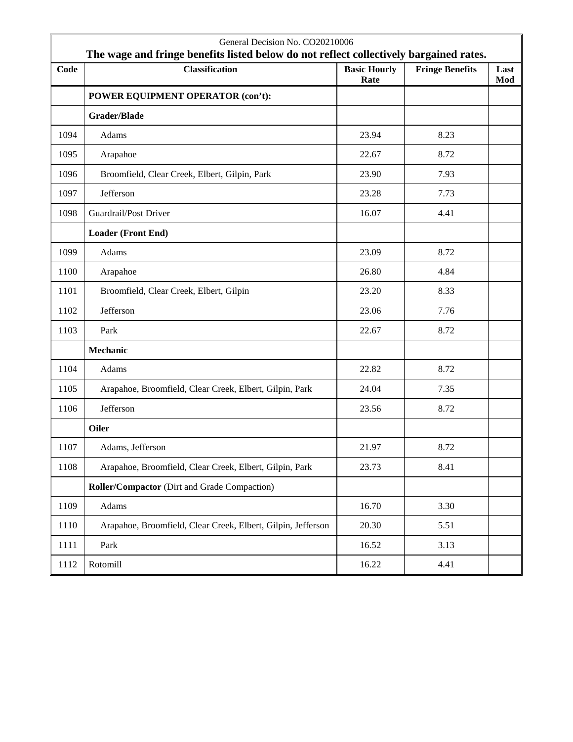General Decision No. CO20210006

**The wage and fringe benefits listed below do not reflect collectively bargained rates.**

| Code | Classification | Basic Hourly Rate | Fringe Benefits | Last Mod |
|---|---|---|---|---|
| | **POWER EQUIPMENT OPERATOR (con't):** | | | |
| | **Grader/Blade** | | | |
| 1094 | Adams | 23.94 | 8.23 | |
| 1095 | Arapahoe | 22.67 | 8.72 | |
| 1096 | Broomfield, Clear Creek, Elbert, Gilpin, Park | 23.90 | 7.93 | |
| 1097 | Jefferson | 23.28 | 7.73 | |
| 1098 | Guardrail/Post Driver | 16.07 | 4.41 | |
| | **Loader (Front End)** | | | |
| 1099 | Adams | 23.09 | 8.72 | |
| 1100 | Arapahoe | 26.80 | 4.84 | |
| 1101 | Broomfield, Clear Creek, Elbert, Gilpin | 23.20 | 8.33 | |
| 1102 | Jefferson | 23.06 | 7.76 | |
| 1103 | Park | 22.67 | 8.72 | |
| | **Mechanic** | | | |
| 1104 | Adams | 22.82 | 8.72 | |
| 1105 | Arapahoe, Broomfield, Clear Creek, Elbert, Gilpin, Park | 24.04 | 7.35 | |
| 1106 | Jefferson | 23.56 | 8.72 | |
| | **Oiler** | | | |
| 1107 | Adams, Jefferson | 21.97 | 8.72 | |
| 1108 | Arapahoe, Broomfield, Clear Creek, Elbert, Gilpin, Park | 23.73 | 8.41 | |
| | **Roller/Compactor** (Dirt and Grade Compaction) | | | |
| 1109 | Adams | 16.70 | 3.30 | |
| 1110 | Arapahoe, Broomfield, Clear Creek, Elbert, Gilpin, Jefferson | 20.30 | 5.51 | |
| 1111 | Park | 16.52 | 3.13 | |
| 1112 | Rotomill | 16.22 | 4.41 | |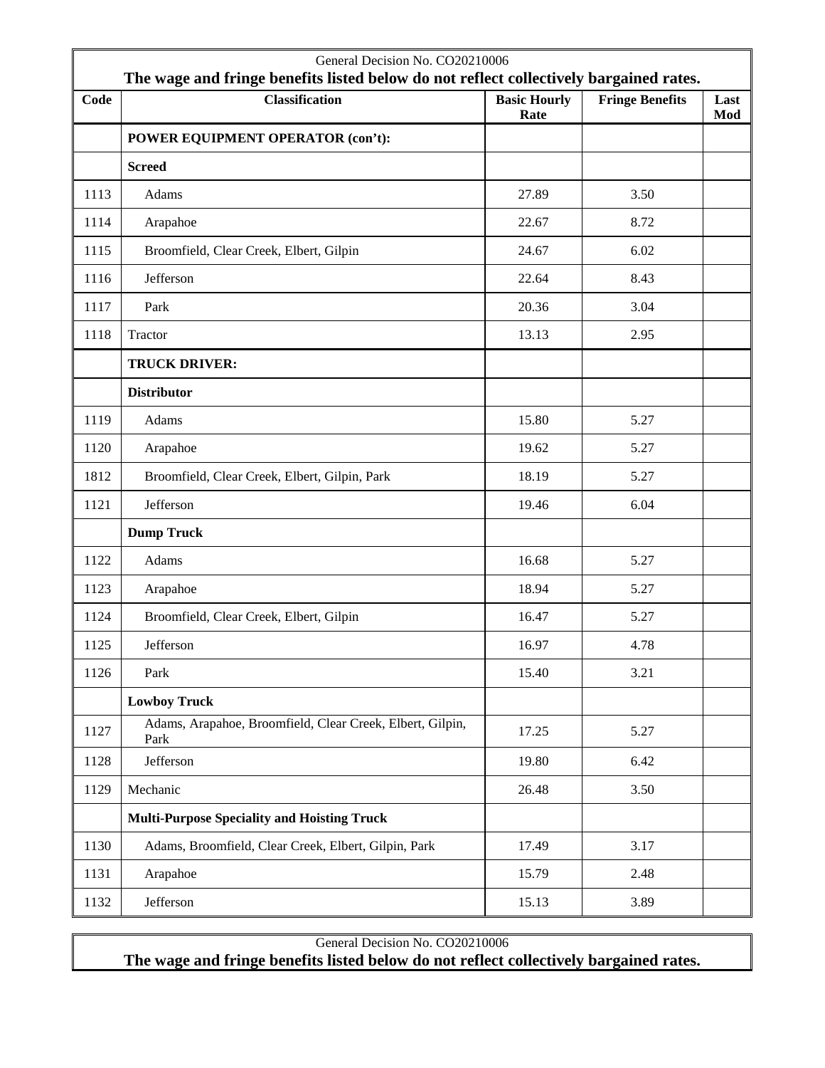General Decision No. CO20210006

**The wage and fringe benefits listed below do not reflect collectively bargained rates.**

| Code | Classification | Basic Hourly Rate | Fringe Benefits | Last Mod |
|---|---|---|---|---|
| | **POWER EQUIPMENT OPERATOR (con't):** | | | |
| | **Screed** | | | |
| 1113 | Adams | 27.89 | 3.50 | |
| 1114 | Arapahoe | 22.67 | 8.72 | |
| 1115 | Broomfield, Clear Creek, Elbert, Gilpin | 24.67 | 6.02 | |
| 1116 | Jefferson | 22.64 | 8.43 | |
| 1117 | Park | 20.36 | 3.04 | |
| 1118 | Tractor | 13.13 | 2.95 | |
| | **TRUCK DRIVER:** | | | |
| | **Distributor** | | | |
| 1119 | Adams | 15.80 | 5.27 | |
| 1120 | Arapahoe | 19.62 | 5.27 | |
| 1812 | Broomfield, Clear Creek, Elbert, Gilpin, Park | 18.19 | 5.27 | |
| 1121 | Jefferson | 19.46 | 6.04 | |
| | **Dump Truck** | | | |
| 1122 | Adams | 16.68 | 5.27 | |
| 1123 | Arapahoe | 18.94 | 5.27 | |
| 1124 | Broomfield, Clear Creek, Elbert, Gilpin | 16.47 | 5.27 | |
| 1125 | Jefferson | 16.97 | 4.78 | |
| 1126 | Park | 15.40 | 3.21 | |
| | **Lowboy Truck** | | | |
| 1127 | Adams, Arapahoe, Broomfield, Clear Creek, Elbert, Gilpin, Park | 17.25 | 5.27 | |
| 1128 | Jefferson | 19.80 | 6.42 | |
| 1129 | Mechanic | 26.48 | 3.50 | |
| | **Multi-Purpose Speciality and Hoisting Truck** | | | |
| 1130 | Adams, Broomfield, Clear Creek, Elbert, Gilpin, Park | 17.49 | 3.17 | |
| 1131 | Arapahoe | 15.79 | 2.48 | |
| 1132 | Jefferson | 15.13 | 3.89 | |

General Decision No. CO20210006

**The wage and fringe benefits listed below do not reflect collectively bargained rates.**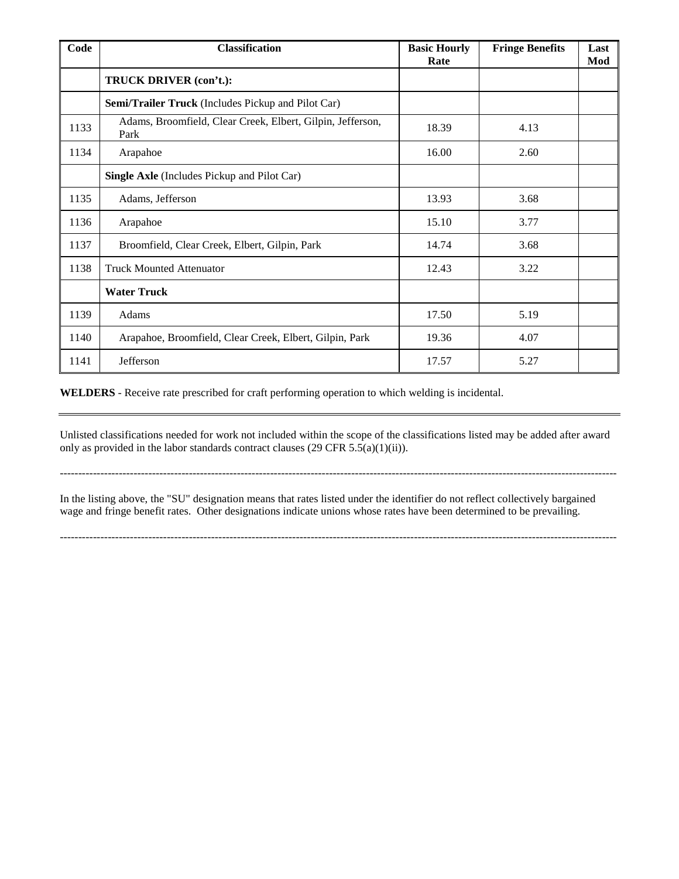| Code | Classification | Basic Hourly Rate | Fringe Benefits | Last Mod |
|---|---|---|---|---|
| | **TRUCK DRIVER (con't.):** | | | |
| | **Semi/Trailer Truck** (Includes Pickup and Pilot Car) | | | |
| 1133 | Adams, Broomfield, Clear Creek, Elbert, Gilpin, Jefferson, Park | 18.39 | 4.13 | |
| 1134 | Arapahoe | 16.00 | 2.60 | |
| | **Single Axle** (Includes Pickup and Pilot Car) | | | |
| 1135 | Adams, Jefferson | 13.93 | 3.68 | |
| 1136 | Arapahoe | 15.10 | 3.77 | |
| 1137 | Broomfield, Clear Creek, Elbert, Gilpin, Park | 14.74 | 3.68 | |
| 1138 | Truck Mounted Attenuator | 12.43 | 3.22 | |
| | **Water Truck** | | | |
| 1139 | Adams | 17.50 | 5.19 | |
| 1140 | Arapahoe, Broomfield, Clear Creek, Elbert, Gilpin, Park | 19.36 | 4.07 | |
| 1141 | Jefferson | 17.57 | 5.27 | |

**WELDERS** - Receive rate prescribed for craft performing operation to which welding is incidental.

---

Unlisted classifications needed for work not included within the scope of the classifications listed may be added after award only as provided in the labor standards contract clauses (29 CFR 5.5(a)(1)(ii)).

----------------------------------------------------------------------------------------------------------------------------------------------------

In the listing above, the "SU" designation means that rates listed under the identifier do not reflect collectively bargained wage and fringe benefit rates. Other designations indicate unions whose rates have been determined to be prevailing.

----------------------------------------------------------------------------------------------------------------------------------------------------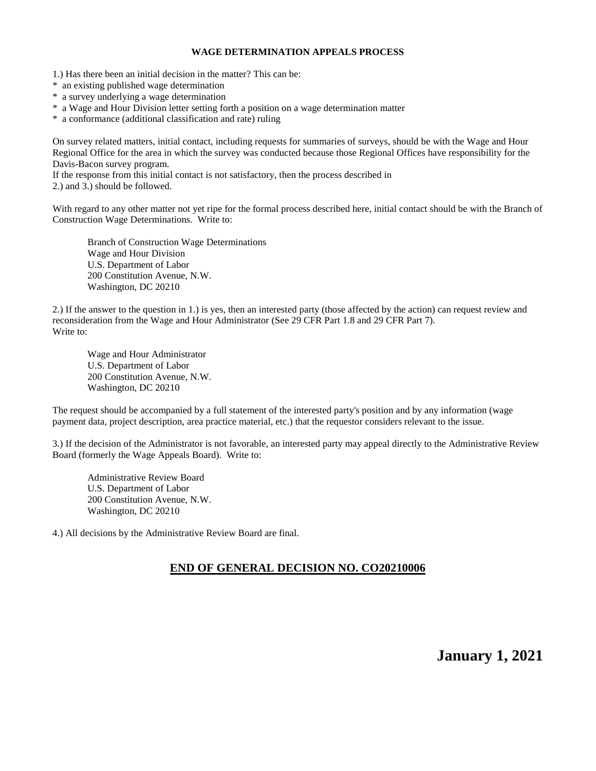## WAGE DETERMINATION APPEALS PROCESS

1.) Has there been an initial decision in the matter? This can be:

* an existing published wage determination
* a survey underlying a wage determination
* a Wage and Hour Division letter setting forth a position on a wage determination matter
* a conformance (additional classification and rate) ruling

On survey related matters, initial contact, including requests for summaries of surveys, should be with the Wage and Hour Regional Office for the area in which the survey was conducted because those Regional Offices have responsibility for the Davis-Bacon survey program.
If the response from this initial contact is not satisfactory, then the process described in
2.) and 3.) should be followed.

With regard to any other matter not yet ripe for the formal process described here, initial contact should be with the Branch of Construction Wage Determinations. Write to:

Branch of Construction Wage Determinations
Wage and Hour Division
U.S. Department of Labor
200 Constitution Avenue, N.W.
Washington, DC 20210

2.) If the answer to the question in 1.) is yes, then an interested party (those affected by the action) can request review and reconsideration from the Wage and Hour Administrator (See 29 CFR Part 1.8 and 29 CFR Part 7).
Write to:

Wage and Hour Administrator
U.S. Department of Labor
200 Constitution Avenue, N.W.
Washington, DC 20210

The request should be accompanied by a full statement of the interested party's position and by any information (wage payment data, project description, area practice material, etc.) that the requestor considers relevant to the issue.

3.) If the decision of the Administrator is not favorable, an interested party may appeal directly to the Administrative Review Board (formerly the Wage Appeals Board). Write to:

Administrative Review Board
U.S. Department of Labor
200 Constitution Avenue, N.W.
Washington, DC 20210

4.) All decisions by the Administrative Review Board are final.

## END OF GENERAL DECISION NO. CO20210006

**January 1, 2021**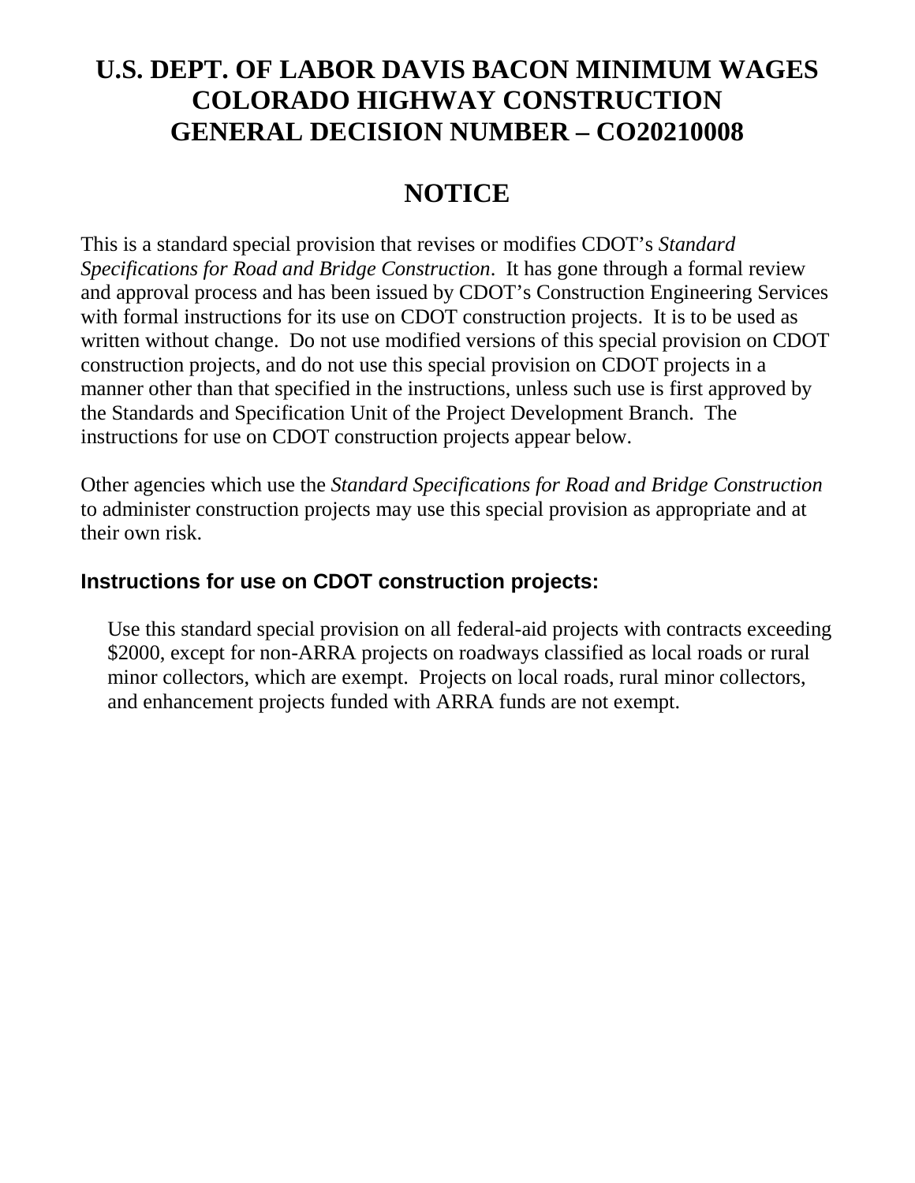# U.S. DEPT. OF LABOR DAVIS BACON MINIMUM WAGES COLORADO HIGHWAY CONSTRUCTION GENERAL DECISION NUMBER – CO20210008

## NOTICE

This is a standard special provision that revises or modifies CDOT's *Standard Specifications for Road and Bridge Construction*. It has gone through a formal review and approval process and has been issued by CDOT's Construction Engineering Services with formal instructions for its use on CDOT construction projects. It is to be used as written without change. Do not use modified versions of this special provision on CDOT construction projects, and do not use this special provision on CDOT projects in a manner other than that specified in the instructions, unless such use is first approved by the Standards and Specification Unit of the Project Development Branch. The instructions for use on CDOT construction projects appear below.

Other agencies which use the *Standard Specifications for Road and Bridge Construction* to administer construction projects may use this special provision as appropriate and at their own risk.

### Instructions for use on CDOT construction projects:

Use this standard special provision on all federal-aid projects with contracts exceeding $2000, except for non-ARRA projects on roadways classified as local roads or rural minor collectors, which are exempt. Projects on local roads, rural minor collectors, and enhancement projects funded with ARRA funds are not exempt.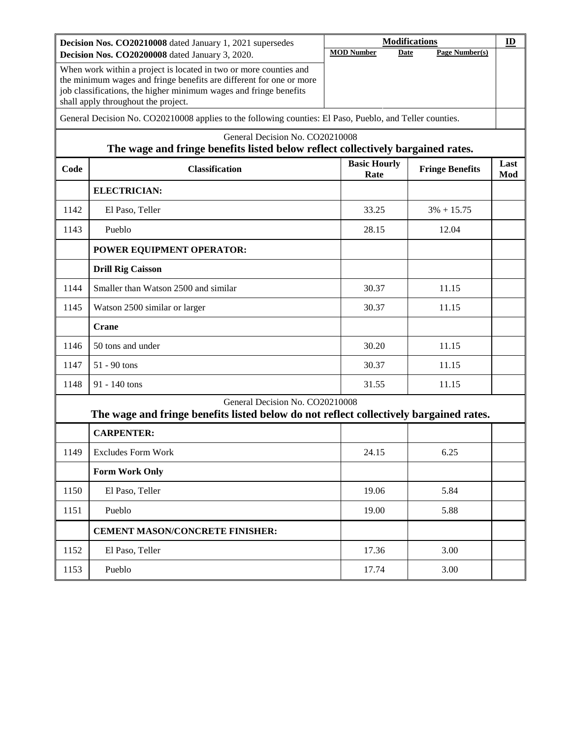| **Decision Nos. CO20210008** dated January 1, 2021 supersedes **Decision Nos. CO20200008** dated January 3, 2020. | **Modifications** | | | **ID** |
|---|---|---|---|---|
| | **MOD Number** | **Date** | **Page Number(s)** | |
| When work within a project is located in two or more counties and the minimum wages and fringe benefits are different for one or more job classifications, the higher minimum wages and fringe benefits shall apply throughout the project. | | | | |

General Decision No. CO20210008 applies to the following counties: El Paso, Pueblo, and Teller counties.

General Decision No. CO20210008

**The wage and fringe benefits listed below reflect collectively bargained rates.**

| Code | Classification | Basic Hourly Rate | Fringe Benefits | Last Mod |
|---|---|---|---|---|
| | **ELECTRICIAN:** | | | |
| 1142 | El Paso, Teller | 33.25 | 3% + 15.75 | |
| 1143 | Pueblo | 28.15 | 12.04 | |
| | **POWER EQUIPMENT OPERATOR:** | | | |
| | **Drill Rig Caisson** | | | |
| 1144 | Smaller than Watson 2500 and similar | 30.37 | 11.15 | |
| 1145 | Watson 2500 similar or larger | 30.37 | 11.15 | |
| | **Crane** | | | |
| 1146 | 50 tons and under | 30.20 | 11.15 | |
| 1147 | 51 - 90 tons | 30.37 | 11.15 | |
| 1148 | 91 - 140 tons | 31.55 | 11.15 | |

General Decision No. CO20210008

**The wage and fringe benefits listed below do not reflect collectively bargained rates.**

| Code | Classification | Basic Hourly Rate | Fringe Benefits | Last Mod |
|---|---|---|---|---|
| | **CARPENTER:** | | | |
| 1149 | Excludes Form Work | 24.15 | 6.25 | |
| | **Form Work Only** | | | |
| 1150 | El Paso, Teller | 19.06 | 5.84 | |
| 1151 | Pueblo | 19.00 | 5.88 | |
| | **CEMENT MASON/CONCRETE FINISHER:** | | | |
| 1152 | El Paso, Teller | 17.36 | 3.00 | |
| 1153 | Pueblo | 17.74 | 3.00 | |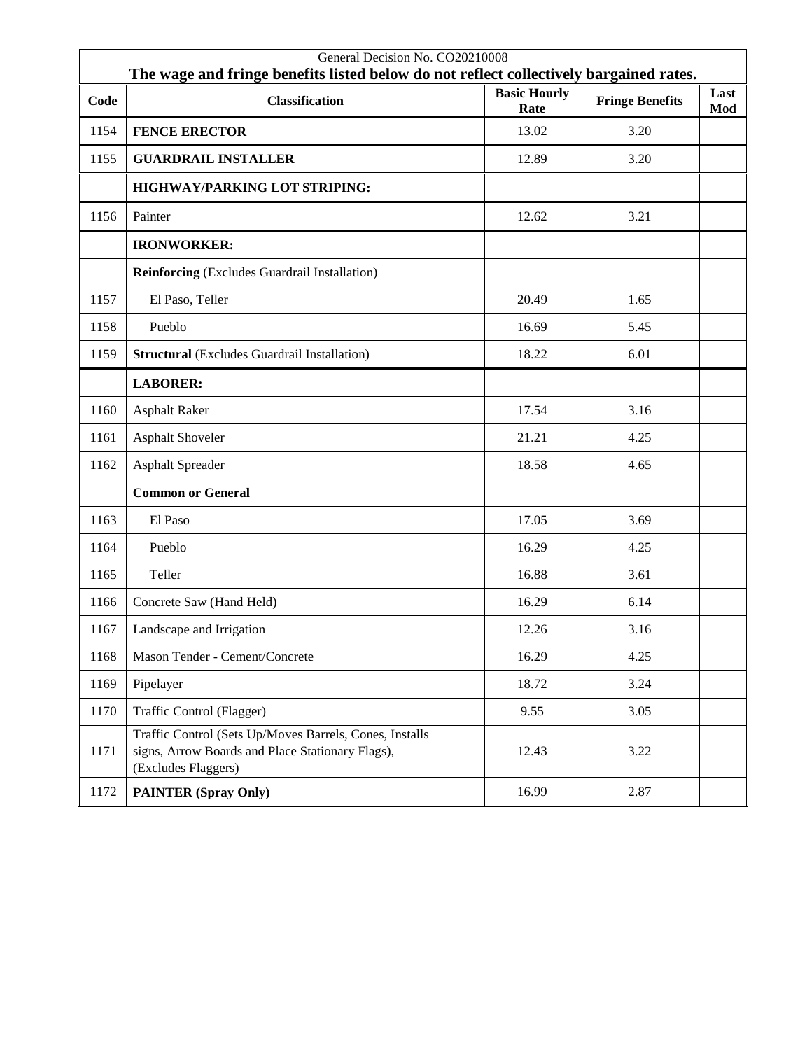| General Decision No. CO20210008<br>**The wage and fringe benefits listed below do not reflect collectively bargained rates.** | | | | |
|---|---|---|---|---|
| **Code** | **Classification** | **Basic Hourly Rate** | **Fringe Benefits** | **Last Mod** |
| 1154 | **FENCE ERECTOR** | 13.02 | 3.20 | |
| 1155 | **GUARDRAIL INSTALLER** | 12.89 | 3.20 | |
| | **HIGHWAY/PARKING LOT STRIPING:** | | | |
| 1156 | Painter | 12.62 | 3.21 | |
| | **IRONWORKER:** | | | |
| | **Reinforcing** (Excludes Guardrail Installation) | | | |
| 1157 | El Paso, Teller | 20.49 | 1.65 | |
| 1158 | Pueblo | 16.69 | 5.45 | |
| 1159 | **Structural** (Excludes Guardrail Installation) | 18.22 | 6.01 | |
| | **LABORER:** | | | |
| 1160 | Asphalt Raker | 17.54 | 3.16 | |
| 1161 | Asphalt Shoveler | 21.21 | 4.25 | |
| 1162 | Asphalt Spreader | 18.58 | 4.65 | |
| | **Common or General** | | | |
| 1163 | El Paso | 17.05 | 3.69 | |
| 1164 | Pueblo | 16.29 | 4.25 | |
| 1165 | Teller | 16.88 | 3.61 | |
| 1166 | Concrete Saw (Hand Held) | 16.29 | 6.14 | |
| 1167 | Landscape and Irrigation | 12.26 | 3.16 | |
| 1168 | Mason Tender - Cement/Concrete | 16.29 | 4.25 | |
| 1169 | Pipelayer | 18.72 | 3.24 | |
| 1170 | Traffic Control (Flagger) | 9.55 | 3.05 | |
| 1171 | Traffic Control (Sets Up/Moves Barrels, Cones, Installs signs, Arrow Boards and Place Stationary Flags), (Excludes Flaggers) | 12.43 | 3.22 | |
| 1172 | **PAINTER (Spray Only)** | 16.99 | 2.87 | |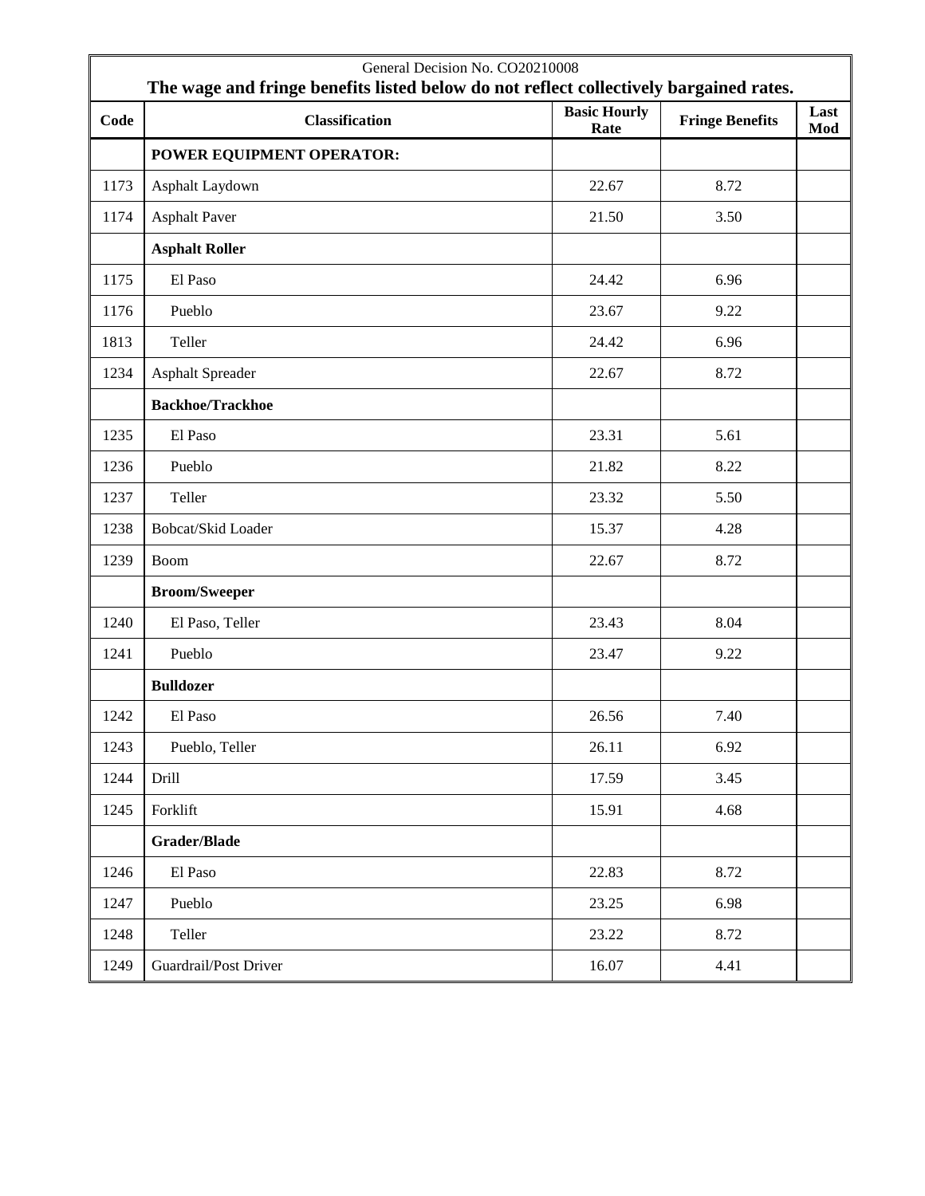General Decision No. CO20210008

**The wage and fringe benefits listed below do not reflect collectively bargained rates.**

| Code | Classification | Basic Hourly Rate | Fringe Benefits | Last Mod |
|---|---|---|---|---|
| | **POWER EQUIPMENT OPERATOR:** | | | |
| 1173 | Asphalt Laydown | 22.67 | 8.72 | |
| 1174 | Asphalt Paver | 21.50 | 3.50 | |
| | **Asphalt Roller** | | | |
| 1175 | El Paso | 24.42 | 6.96 | |
| 1176 | Pueblo | 23.67 | 9.22 | |
| 1813 | Teller | 24.42 | 6.96 | |
| 1234 | Asphalt Spreader | 22.67 | 8.72 | |
| | **Backhoe/Trackhoe** | | | |
| 1235 | El Paso | 23.31 | 5.61 | |
| 1236 | Pueblo | 21.82 | 8.22 | |
| 1237 | Teller | 23.32 | 5.50 | |
| 1238 | Bobcat/Skid Loader | 15.37 | 4.28 | |
| 1239 | Boom | 22.67 | 8.72 | |
| | **Broom/Sweeper** | | | |
| 1240 | El Paso, Teller | 23.43 | 8.04 | |
| 1241 | Pueblo | 23.47 | 9.22 | |
| | **Bulldozer** | | | |
| 1242 | El Paso | 26.56 | 7.40 | |
| 1243 | Pueblo, Teller | 26.11 | 6.92 | |
| 1244 | Drill | 17.59 | 3.45 | |
| 1245 | Forklift | 15.91 | 4.68 | |
| | **Grader/Blade** | | | |
| 1246 | El Paso | 22.83 | 8.72 | |
| 1247 | Pueblo | 23.25 | 6.98 | |
| 1248 | Teller | 23.22 | 8.72 | |
| 1249 | Guardrail/Post Driver | 16.07 | 4.41 | |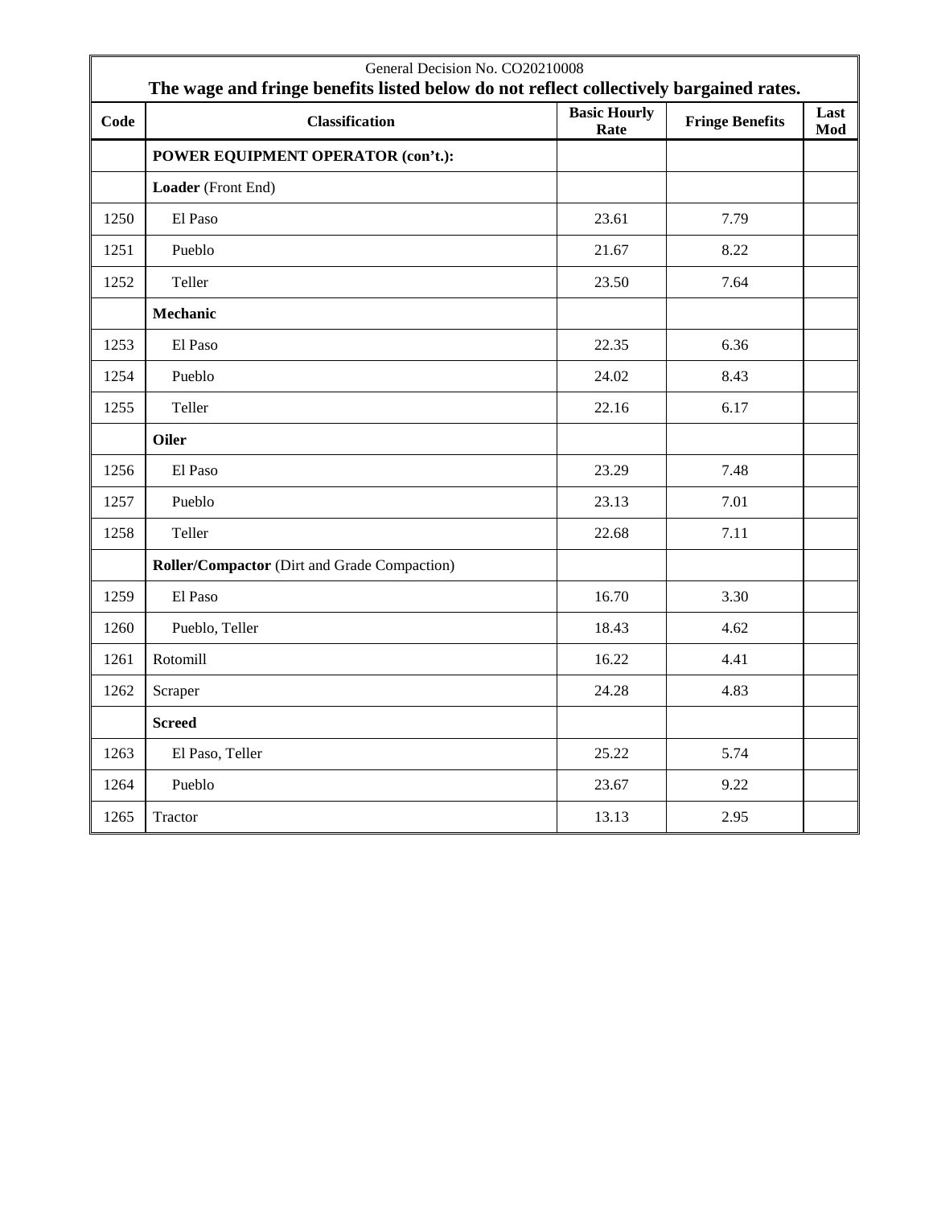General Decision No. CO20210008

**The wage and fringe benefits listed below do not reflect collectively bargained rates.**

| Code | Classification | Basic Hourly Rate | Fringe Benefits | Last Mod |
|---|---|---|---|---|
| | **POWER EQUIPMENT OPERATOR (con't.):** | | | |
| | **Loader** (Front End) | | | |
| 1250 | El Paso | 23.61 | 7.79 | |
| 1251 | Pueblo | 21.67 | 8.22 | |
| 1252 | Teller | 23.50 | 7.64 | |
| | **Mechanic** | | | |
| 1253 | El Paso | 22.35 | 6.36 | |
| 1254 | Pueblo | 24.02 | 8.43 | |
| 1255 | Teller | 22.16 | 6.17 | |
| | **Oiler** | | | |
| 1256 | El Paso | 23.29 | 7.48 | |
| 1257 | Pueblo | 23.13 | 7.01 | |
| 1258 | Teller | 22.68 | 7.11 | |
| | **Roller/Compactor** (Dirt and Grade Compaction) | | | |
| 1259 | El Paso | 16.70 | 3.30 | |
| 1260 | Pueblo, Teller | 18.43 | 4.62 | |
| 1261 | Rotomill | 16.22 | 4.41 | |
| 1262 | Scraper | 24.28 | 4.83 | |
| | **Screed** | | | |
| 1263 | El Paso, Teller | 25.22 | 5.74 | |
| 1264 | Pueblo | 23.67 | 9.22 | |
| 1265 | Tractor | 13.13 | 2.95 | |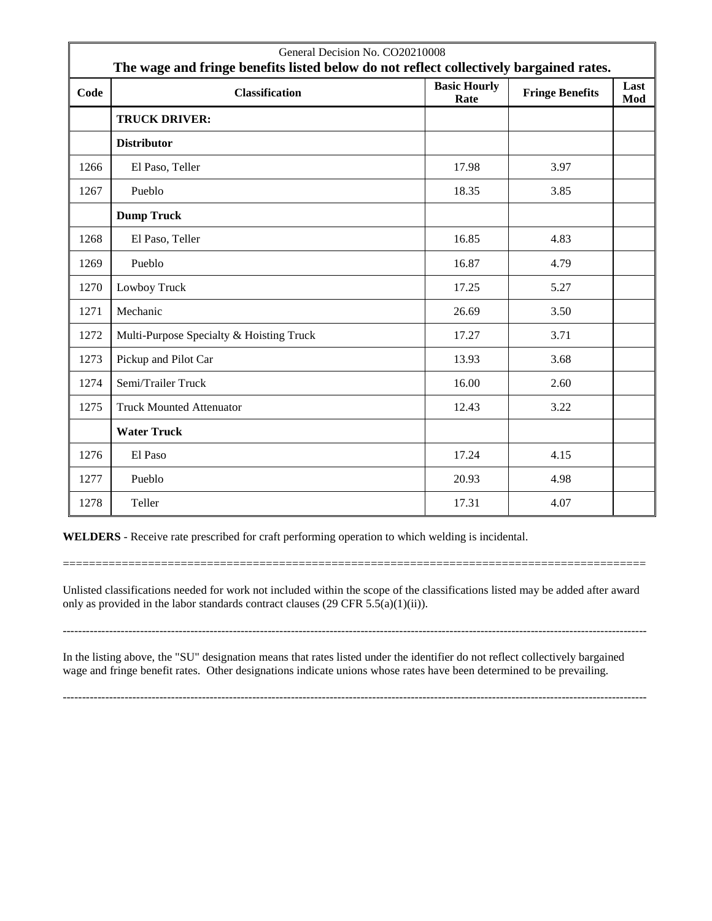| General Decision No. CO20210008 | | | | |
|---|---|---|---|---|
| **The wage and fringe benefits listed below do not reflect collectively bargained rates.** | | | | |
| **Code** | **Classification** | **Basic Hourly Rate** | **Fringe Benefits** | **Last Mod** |
| | **TRUCK DRIVER:** | | | |
| | **Distributor** | | | |
| 1266 | El Paso, Teller | 17.98 | 3.97 | |
| 1267 | Pueblo | 18.35 | 3.85 | |
| | **Dump Truck** | | | |
| 1268 | El Paso, Teller | 16.85 | 4.83 | |
| 1269 | Pueblo | 16.87 | 4.79 | |
| 1270 | Lowboy Truck | 17.25 | 5.27 | |
| 1271 | Mechanic | 26.69 | 3.50 | |
| 1272 | Multi-Purpose Specialty & Hoisting Truck | 17.27 | 3.71 | |
| 1273 | Pickup and Pilot Car | 13.93 | 3.68 | |
| 1274 | Semi/Trailer Truck | 16.00 | 2.60 | |
| 1275 | Truck Mounted Attenuator | 12.43 | 3.22 | |
| | **Water Truck** | | | |
| 1276 | El Paso | 17.24 | 4.15 | |
| 1277 | Pueblo | 20.93 | 4.98 | |
| 1278 | Teller | 17.31 | 4.07 | |

**WELDERS** - Receive rate prescribed for craft performing operation to which welding is incidental.

==========================================================================================

Unlisted classifications needed for work not included within the scope of the classifications listed may be added after award only as provided in the labor standards contract clauses (29 CFR 5.5(a)(1)(ii)).

---

In the listing above, the "SU" designation means that rates listed under the identifier do not reflect collectively bargained wage and fringe benefit rates. Other designations indicate unions whose rates have been determined to be prevailing.

---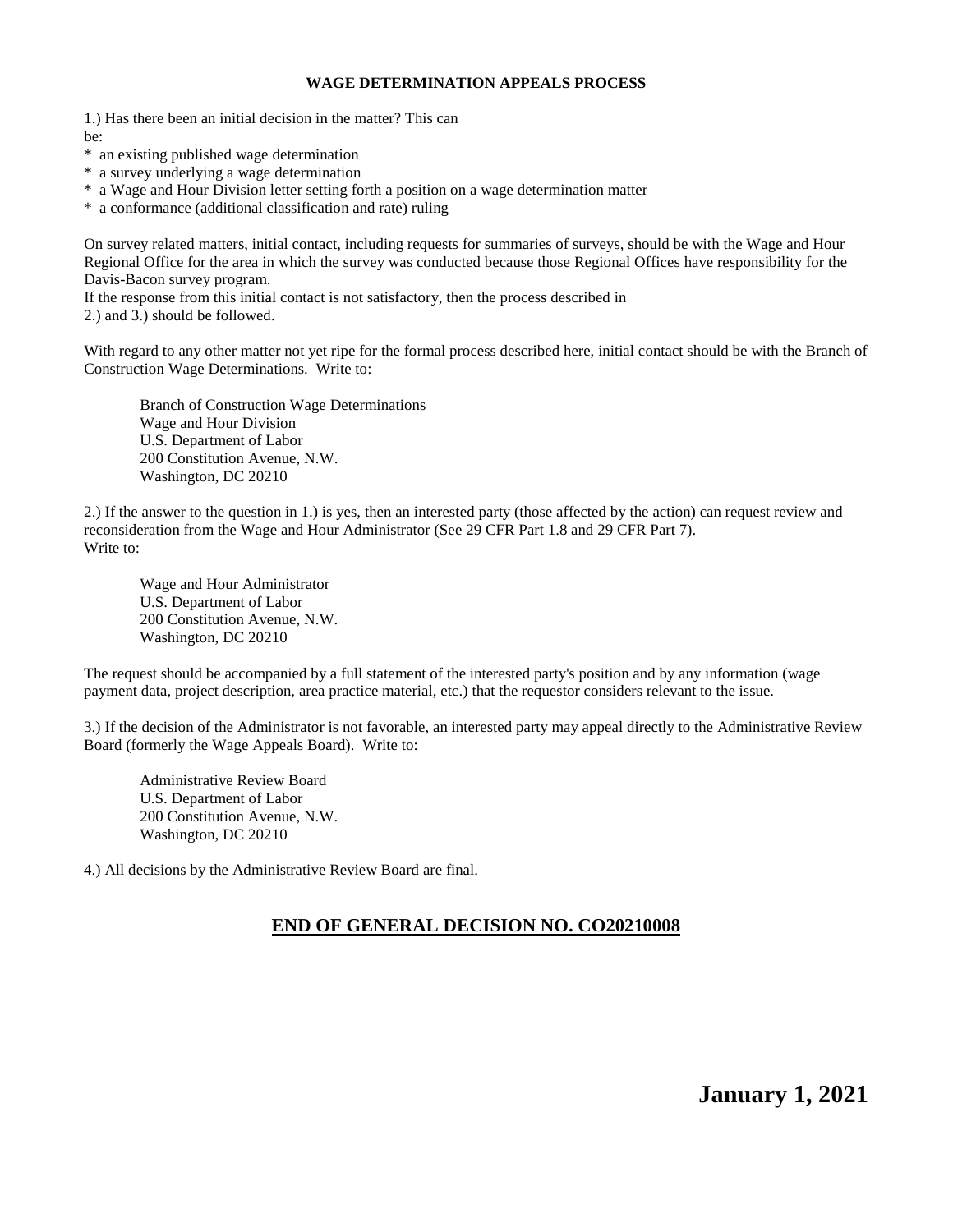**WAGE DETERMINATION APPEALS PROCESS**

1.) Has there been an initial decision in the matter? This can be:

* an existing published wage determination
* a survey underlying a wage determination
* a Wage and Hour Division letter setting forth a position on a wage determination matter
* a conformance (additional classification and rate) ruling

On survey related matters, initial contact, including requests for summaries of surveys, should be with the Wage and Hour Regional Office for the area in which the survey was conducted because those Regional Offices have responsibility for the Davis-Bacon survey program.
If the response from this initial contact is not satisfactory, then the process described in 2.) and 3.) should be followed.

With regard to any other matter not yet ripe for the formal process described here, initial contact should be with the Branch of Construction Wage Determinations. Write to:

Branch of Construction Wage Determinations
Wage and Hour Division
U.S. Department of Labor
200 Constitution Avenue, N.W.
Washington, DC 20210

2.) If the answer to the question in 1.) is yes, then an interested party (those affected by the action) can request review and reconsideration from the Wage and Hour Administrator (See 29 CFR Part 1.8 and 29 CFR Part 7).
Write to:

Wage and Hour Administrator
U.S. Department of Labor
200 Constitution Avenue, N.W.
Washington, DC 20210

The request should be accompanied by a full statement of the interested party's position and by any information (wage payment data, project description, area practice material, etc.) that the requestor considers relevant to the issue.

3.) If the decision of the Administrator is not favorable, an interested party may appeal directly to the Administrative Review Board (formerly the Wage Appeals Board). Write to:

Administrative Review Board
U.S. Department of Labor
200 Constitution Avenue, N.W.
Washington, DC 20210

4.) All decisions by the Administrative Review Board are final.

## END OF GENERAL DECISION NO. CO20210008

**January 1, 2021**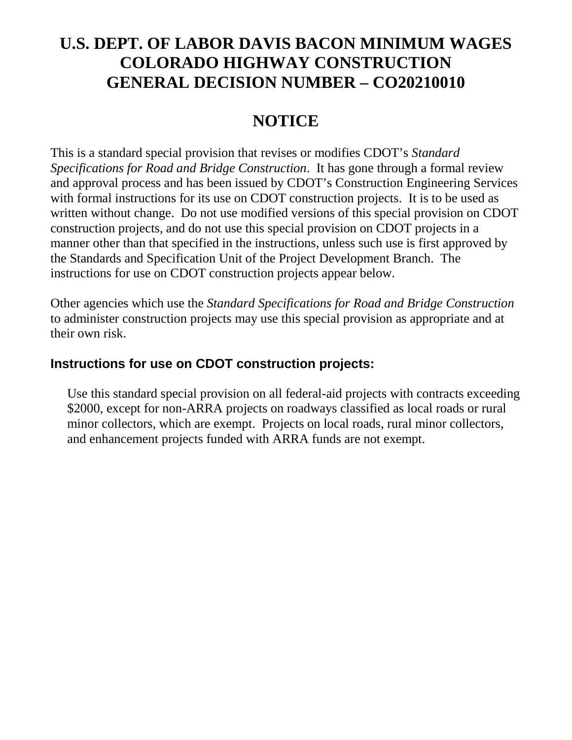# U.S. DEPT. OF LABOR DAVIS BACON MINIMUM WAGES COLORADO HIGHWAY CONSTRUCTION GENERAL DECISION NUMBER – CO20210010

## NOTICE

This is a standard special provision that revises or modifies CDOT's *Standard Specifications for Road and Bridge Construction*. It has gone through a formal review and approval process and has been issued by CDOT's Construction Engineering Services with formal instructions for its use on CDOT construction projects. It is to be used as written without change. Do not use modified versions of this special provision on CDOT construction projects, and do not use this special provision on CDOT projects in a manner other than that specified in the instructions, unless such use is first approved by the Standards and Specification Unit of the Project Development Branch. The instructions for use on CDOT construction projects appear below.

Other agencies which use the *Standard Specifications for Road and Bridge Construction* to administer construction projects may use this special provision as appropriate and at their own risk.

### Instructions for use on CDOT construction projects:

Use this standard special provision on all federal-aid projects with contracts exceeding $2000, except for non-ARRA projects on roadways classified as local roads or rural minor collectors, which are exempt. Projects on local roads, rural minor collectors, and enhancement projects funded with ARRA funds are not exempt.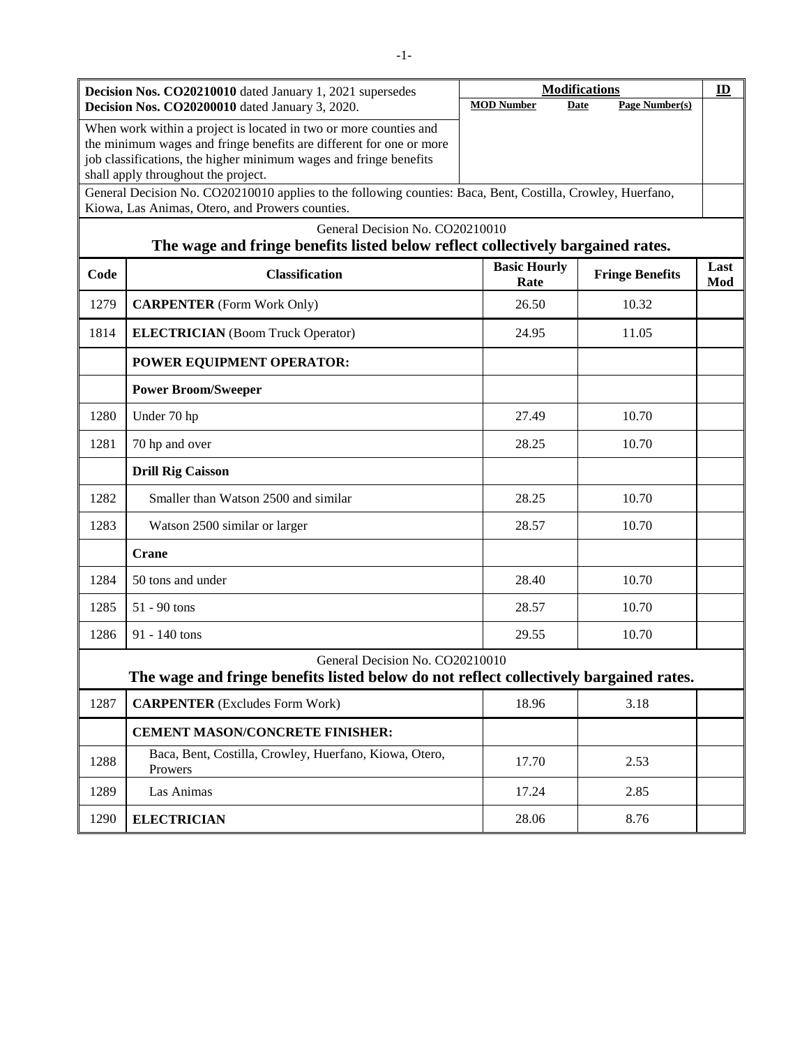| Decision Nos. **CO20210010** dated January 1, 2021 supersedes **Decision Nos. CO20200010** dated January 3, 2020. | **Modifications** | | | **ID** |
|---|---|---|---|---|
| | **MOD Number** | **Date** | **Page Number(s)** | |
| When work within a project is located in two or more counties and the minimum wages and fringe benefits are different for one or more job classifications, the higher minimum wages and fringe benefits shall apply throughout the project. | | | | |
| General Decision No. CO20210010 applies to the following counties: Baca, Bent, Costilla, Crowley, Huerfano, Kiowa, Las Animas, Otero, and Prowers counties. | | | | |

General Decision No. CO20210010

**The wage and fringe benefits listed below reflect collectively bargained rates.**

| Code | Classification | Basic Hourly Rate | Fringe Benefits | Last Mod |
|---|---|---|---|---|
| 1279 | **CARPENTER** (Form Work Only) | 26.50 | 10.32 | |
| 1814 | **ELECTRICIAN** (Boom Truck Operator) | 24.95 | 11.05 | |
| | **POWER EQUIPMENT OPERATOR:** | | | |
| | **Power Broom/Sweeper** | | | |
| 1280 | Under 70 hp | 27.49 | 10.70 | |
| 1281 | 70 hp and over | 28.25 | 10.70 | |
| | **Drill Rig Caisson** | | | |
| 1282 | Smaller than Watson 2500 and similar | 28.25 | 10.70 | |
| 1283 | Watson 2500 similar or larger | 28.57 | 10.70 | |
| | **Crane** | | | |
| 1284 | 50 tons and under | 28.40 | 10.70 | |
| 1285 | 51 - 90 tons | 28.57 | 10.70 | |
| 1286 | 91 - 140 tons | 29.55 | 10.70 | |

General Decision No. CO20210010

**The wage and fringe benefits listed below do not reflect collectively bargained rates.**

| Code | Classification | Basic Hourly Rate | Fringe Benefits | Last Mod |
|---|---|---|---|---|
| 1287 | **CARPENTER** (Excludes Form Work) | 18.96 | 3.18 | |
| | **CEMENT MASON/CONCRETE FINISHER:** | | | |
| 1288 | Baca, Bent, Costilla, Crowley, Huerfano, Kiowa, Otero, Prowers | 17.70 | 2.53 | |
| 1289 | Las Animas | 17.24 | 2.85 | |
| 1290 | **ELECTRICIAN** | 28.06 | 8.76 | |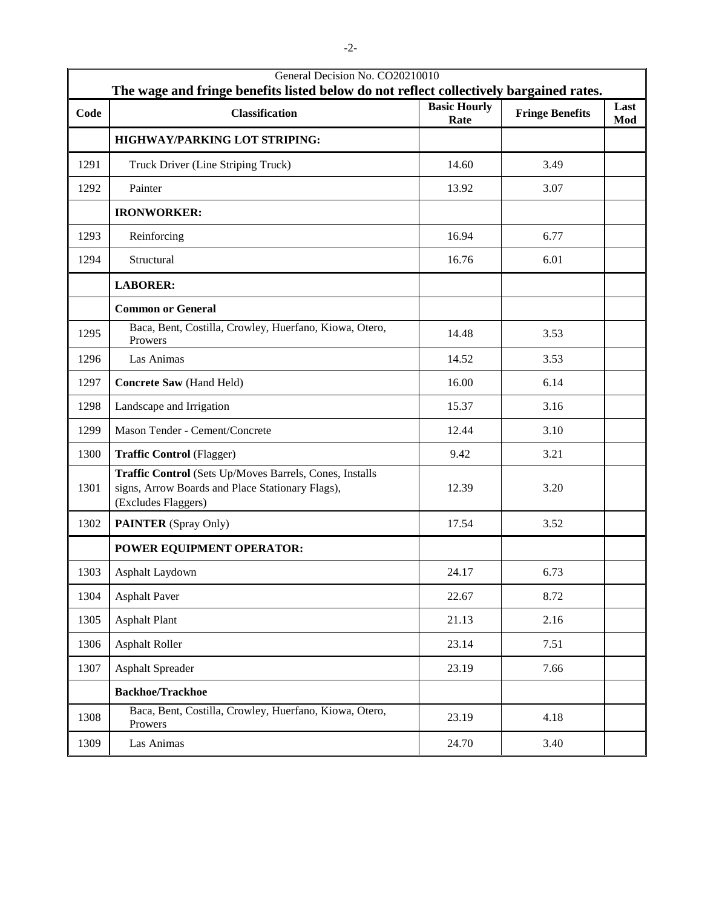| General Decision No. CO20210010 | | | | |
|---|---|---|---|---|
| **The wage and fringe benefits listed below do not reflect collectively bargained rates.** | | | | |
| **Code** | **Classification** | **Basic Hourly Rate** | **Fringe Benefits** | **Last Mod** |
| | **HIGHWAY/PARKING LOT STRIPING:** | | | |
| 1291 | Truck Driver (Line Striping Truck) | 14.60 | 3.49 | |
| 1292 | Painter | 13.92 | 3.07 | |
| | **IRONWORKER:** | | | |
| 1293 | Reinforcing | 16.94 | 6.77 | |
| 1294 | Structural | 16.76 | 6.01 | |
| | **LABORER:** | | | |
| | **Common or General** | | | |
| 1295 | Baca, Bent, Costilla, Crowley, Huerfano, Kiowa, Otero, Prowers | 14.48 | 3.53 | |
| 1296 | Las Animas | 14.52 | 3.53 | |
| 1297 | **Concrete Saw** (Hand Held) | 16.00 | 6.14 | |
| 1298 | Landscape and Irrigation | 15.37 | 3.16 | |
| 1299 | Mason Tender - Cement/Concrete | 12.44 | 3.10 | |
| 1300 | **Traffic Control** (Flagger) | 9.42 | 3.21 | |
| 1301 | **Traffic Control** (Sets Up/Moves Barrels, Cones, Installs signs, Arrow Boards and Place Stationary Flags), (Excludes Flaggers) | 12.39 | 3.20 | |
| 1302 | **PAINTER** (Spray Only) | 17.54 | 3.52 | |
| | **POWER EQUIPMENT OPERATOR:** | | | |
| 1303 | Asphalt Laydown | 24.17 | 6.73 | |
| 1304 | Asphalt Paver | 22.67 | 8.72 | |
| 1305 | Asphalt Plant | 21.13 | 2.16 | |
| 1306 | Asphalt Roller | 23.14 | 7.51 | |
| 1307 | Asphalt Spreader | 23.19 | 7.66 | |
| | **Backhoe/Trackhoe** | | | |
| 1308 | Baca, Bent, Costilla, Crowley, Huerfano, Kiowa, Otero, Prowers | 23.19 | 4.18 | |
| 1309 | Las Animas | 24.70 | 3.40 | |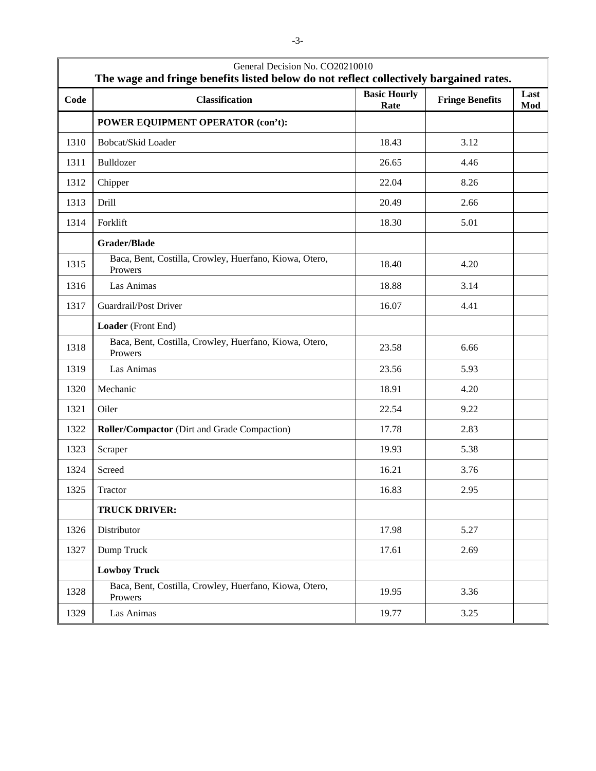| General Decision No. CO20210010 **The wage and fringe benefits listed below do not reflect collectively bargained rates.** | | | | |
|---|---|---|---|---|
| **Code** | **Classification** | **Basic Hourly Rate** | **Fringe Benefits** | **Last Mod** |
| | **POWER EQUIPMENT OPERATOR (con't):** | | | |
| 1310 | Bobcat/Skid Loader | 18.43 | 3.12 | |
| 1311 | Bulldozer | 26.65 | 4.46 | |
| 1312 | Chipper | 22.04 | 8.26 | |
| 1313 | Drill | 20.49 | 2.66 | |
| 1314 | Forklift | 18.30 | 5.01 | |
| | **Grader/Blade** | | | |
| 1315 | Baca, Bent, Costilla, Crowley, Huerfano, Kiowa, Otero, Prowers | 18.40 | 4.20 | |
| 1316 | Las Animas | 18.88 | 3.14 | |
| 1317 | Guardrail/Post Driver | 16.07 | 4.41 | |
| | **Loader** (Front End) | | | |
| 1318 | Baca, Bent, Costilla, Crowley, Huerfano, Kiowa, Otero, Prowers | 23.58 | 6.66 | |
| 1319 | Las Animas | 23.56 | 5.93 | |
| 1320 | Mechanic | 18.91 | 4.20 | |
| 1321 | Oiler | 22.54 | 9.22 | |
| 1322 | **Roller/Compactor** (Dirt and Grade Compaction) | 17.78 | 2.83 | |
| 1323 | Scraper | 19.93 | 5.38 | |
| 1324 | Screed | 16.21 | 3.76 | |
| 1325 | Tractor | 16.83 | 2.95 | |
| | **TRUCK DRIVER:** | | | |
| 1326 | Distributor | 17.98 | 5.27 | |
| 1327 | Dump Truck | 17.61 | 2.69 | |
| | **Lowboy Truck** | | | |
| 1328 | Baca, Bent, Costilla, Crowley, Huerfano, Kiowa, Otero, Prowers | 19.95 | 3.36 | |
| 1329 | Las Animas | 19.77 | 3.25 | |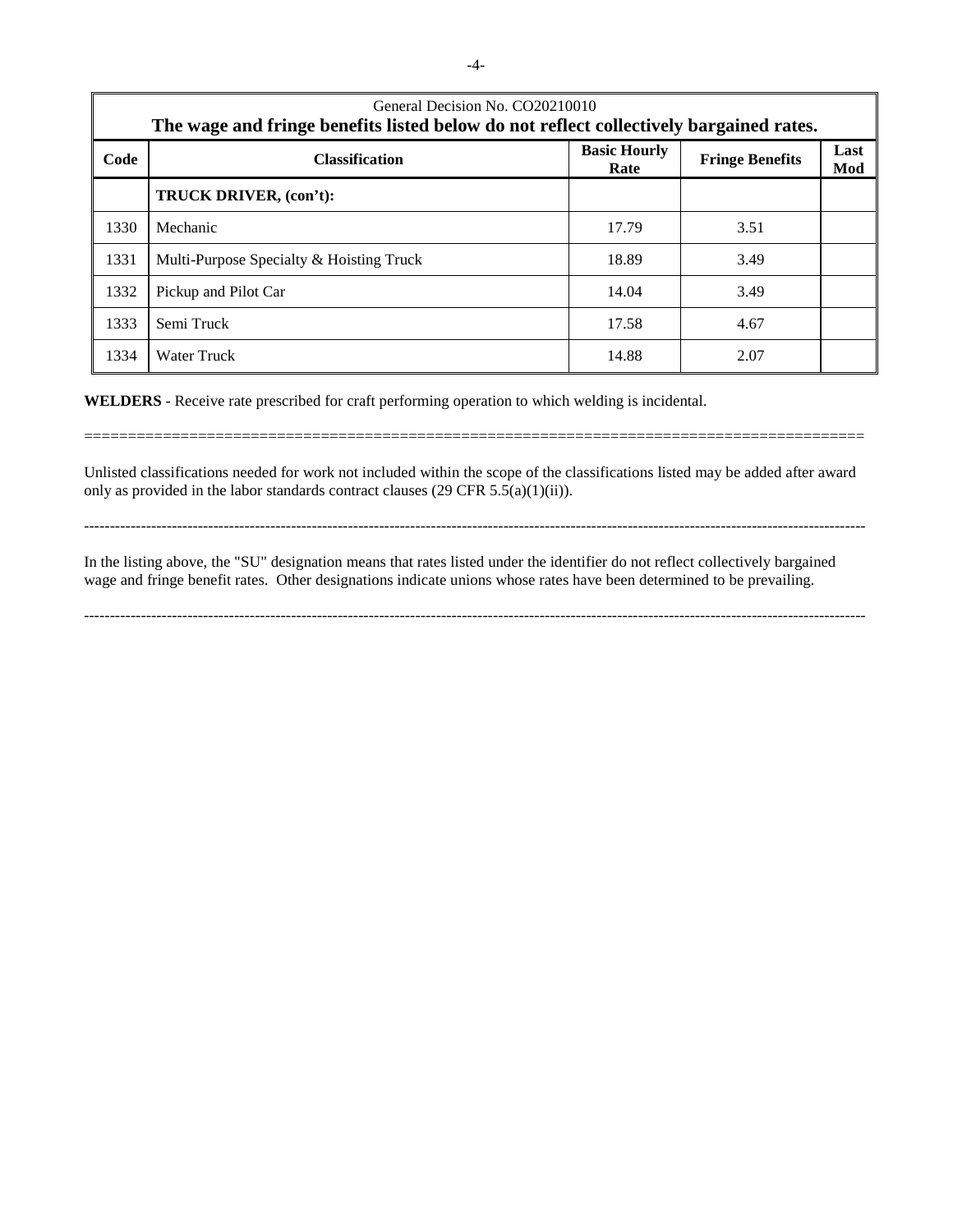| General Decision No. CO20210010<br>**The wage and fringe benefits listed below do not reflect collectively bargained rates.** | | | | |
|---|---|---|---|---|
| **Code** | **Classification** | **Basic Hourly Rate** | **Fringe Benefits** | **Last Mod** |
| | **TRUCK DRIVER, (con't):** | | | |
| 1330 | Mechanic | 17.79 | 3.51 | |
| 1331 | Multi-Purpose Specialty & Hoisting Truck | 18.89 | 3.49 | |
| 1332 | Pickup and Pilot Car | 14.04 | 3.49 | |
| 1333 | Semi Truck | 17.58 | 4.67 | |
| 1334 | Water Truck | 14.88 | 2.07 | |

**WELDERS** - Receive rate prescribed for craft performing operation to which welding is incidental.

==========================================================================================

Unlisted classifications needed for work not included within the scope of the classifications listed may be added after award only as provided in the labor standards contract clauses (29 CFR 5.5(a)(1)(ii)).

---

In the listing above, the "SU" designation means that rates listed under the identifier do not reflect collectively bargained wage and fringe benefit rates. Other designations indicate unions whose rates have been determined to be prevailing.

---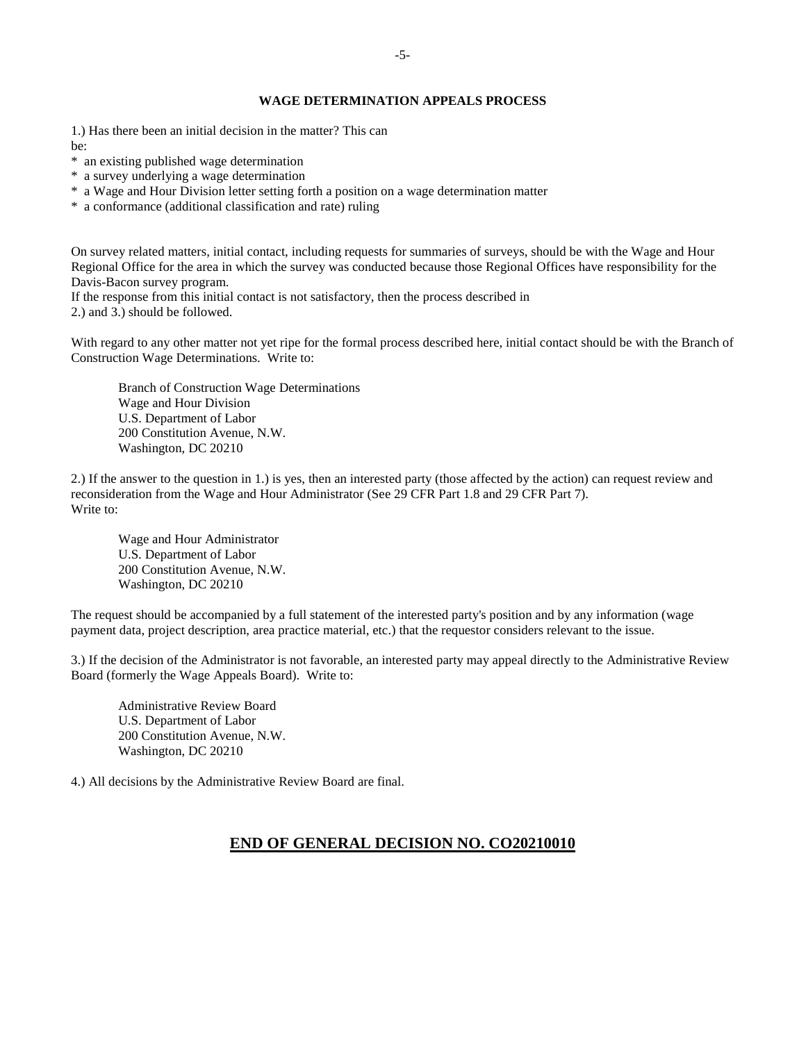**WAGE DETERMINATION APPEALS PROCESS**

1.) Has there been an initial decision in the matter? This can be:

* an existing published wage determination
* a survey underlying a wage determination
* a Wage and Hour Division letter setting forth a position on a wage determination matter
* a conformance (additional classification and rate) ruling

On survey related matters, initial contact, including requests for summaries of surveys, should be with the Wage and Hour Regional Office for the area in which the survey was conducted because those Regional Offices have responsibility for the Davis-Bacon survey program.
If the response from this initial contact is not satisfactory, then the process described in 2.) and 3.) should be followed.

With regard to any other matter not yet ripe for the formal process described here, initial contact should be with the Branch of Construction Wage Determinations. Write to:

Branch of Construction Wage Determinations
Wage and Hour Division
U.S. Department of Labor
200 Constitution Avenue, N.W.
Washington, DC 20210

2.) If the answer to the question in 1.) is yes, then an interested party (those affected by the action) can request review and reconsideration from the Wage and Hour Administrator (See 29 CFR Part 1.8 and 29 CFR Part 7).
Write to:

Wage and Hour Administrator
U.S. Department of Labor
200 Constitution Avenue, N.W.
Washington, DC 20210

The request should be accompanied by a full statement of the interested party's position and by any information (wage payment data, project description, area practice material, etc.) that the requestor considers relevant to the issue.

3.) If the decision of the Administrator is not favorable, an interested party may appeal directly to the Administrative Review Board (formerly the Wage Appeals Board). Write to:

Administrative Review Board
U.S. Department of Labor
200 Constitution Avenue, N.W.
Washington, DC 20210

4.) All decisions by the Administrative Review Board are final.

**END OF GENERAL DECISION NO. CO20210010**